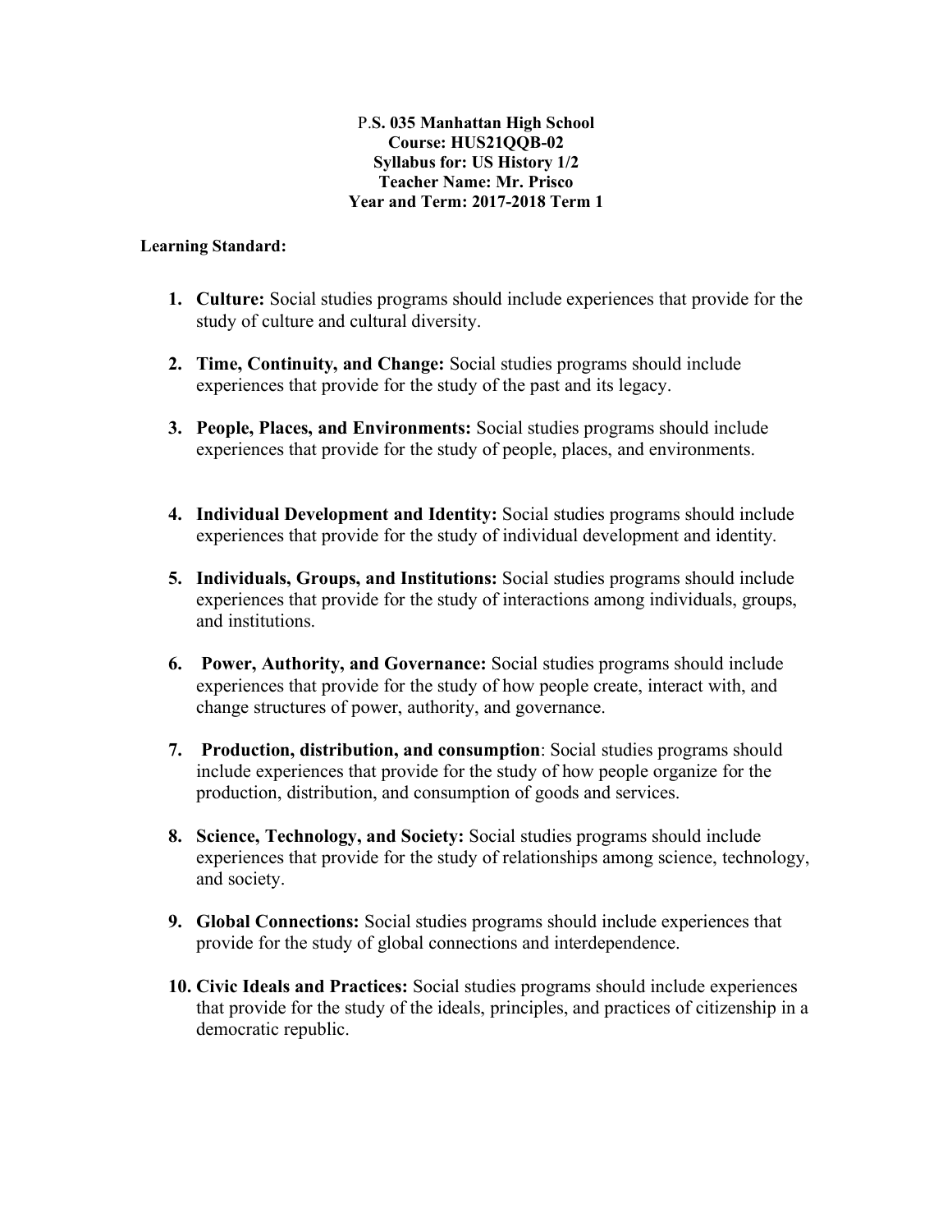**P.S. 035 Manhattan High School**
**Course: HUS21QQB-02**
**Syllabus for: US History 1/2**
**Teacher Name: Mr. Prisco**
**Year and Term: 2017-2018 Term 1**

**Learning Standard:**

1. **Culture:** Social studies programs should include experiences that provide for the study of culture and cultural diversity.

2. **Time, Continuity, and Change:** Social studies programs should include experiences that provide for the study of the past and its legacy.

3. **People, Places, and Environments:** Social studies programs should include experiences that provide for the study of people, places, and environments.

4. **Individual Development and Identity:** Social studies programs should include experiences that provide for the study of individual development and identity.

5. **Individuals, Groups, and Institutions:** Social studies programs should include experiences that provide for the study of interactions among individuals, groups, and institutions.

6. **Power, Authority, and Governance:** Social studies programs should include experiences that provide for the study of how people create, interact with, and change structures of power, authority, and governance.

7. **Production, distribution, and consumption**: Social studies programs should include experiences that provide for the study of how people organize for the production, distribution, and consumption of goods and services.

8. **Science, Technology, and Society:** Social studies programs should include experiences that provide for the study of relationships among science, technology, and society.

9. **Global Connections:** Social studies programs should include experiences that provide for the study of global connections and interdependence.

10. **Civic Ideals and Practices:** Social studies programs should include experiences that provide for the study of the ideals, principles, and practices of citizenship in a democratic republic.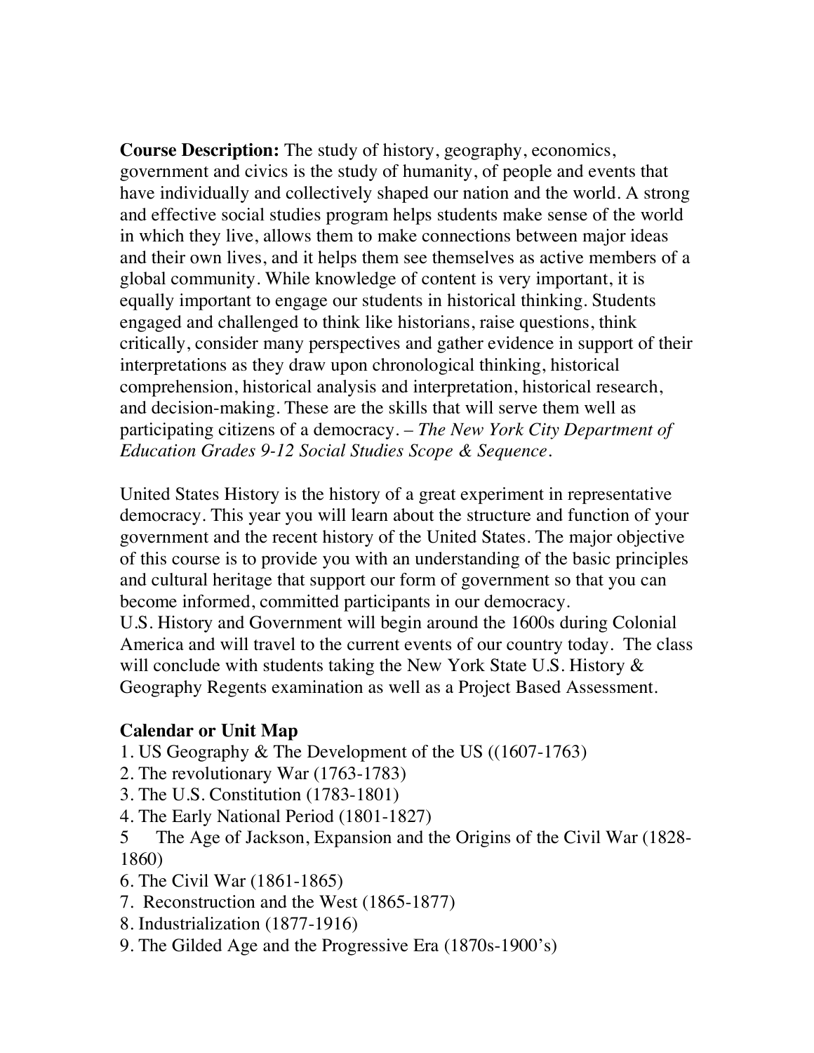**Course Description:** The study of history, geography, economics, government and civics is the study of humanity, of people and events that have individually and collectively shaped our nation and the world. A strong and effective social studies program helps students make sense of the world in which they live, allows them to make connections between major ideas and their own lives, and it helps them see themselves as active members of a global community. While knowledge of content is very important, it is equally important to engage our students in historical thinking. Students engaged and challenged to think like historians, raise questions, think critically, consider many perspectives and gather evidence in support of their interpretations as they draw upon chronological thinking, historical comprehension, historical analysis and interpretation, historical research, and decision-making. These are the skills that will serve them well as participating citizens of a democracy. – *The New York City Department of Education Grades 9-12 Social Studies Scope & Sequence*.

United States History is the history of a great experiment in representative democracy. This year you will learn about the structure and function of your government and the recent history of the United States. The major objective of this course is to provide you with an understanding of the basic principles and cultural heritage that support our form of government so that you can become informed, committed participants in our democracy.
U.S. History and Government will begin around the 1600s during Colonial America and will travel to the current events of our country today. The class will conclude with students taking the New York State U.S. History & Geography Regents examination as well as a Project Based Assessment.

**Calendar or Unit Map**

1. US Geography & The Development of the US ((1607-1763)
2. The revolutionary War (1763-1783)
3. The U.S. Constitution (1783-1801)
4. The Early National Period (1801-1827)
5. The Age of Jackson, Expansion and the Origins of the Civil War (1828-1860)
6. The Civil War (1861-1865)
7. Reconstruction and the West (1865-1877)
8. Industrialization (1877-1916)
9. The Gilded Age and the Progressive Era (1870s-1900's)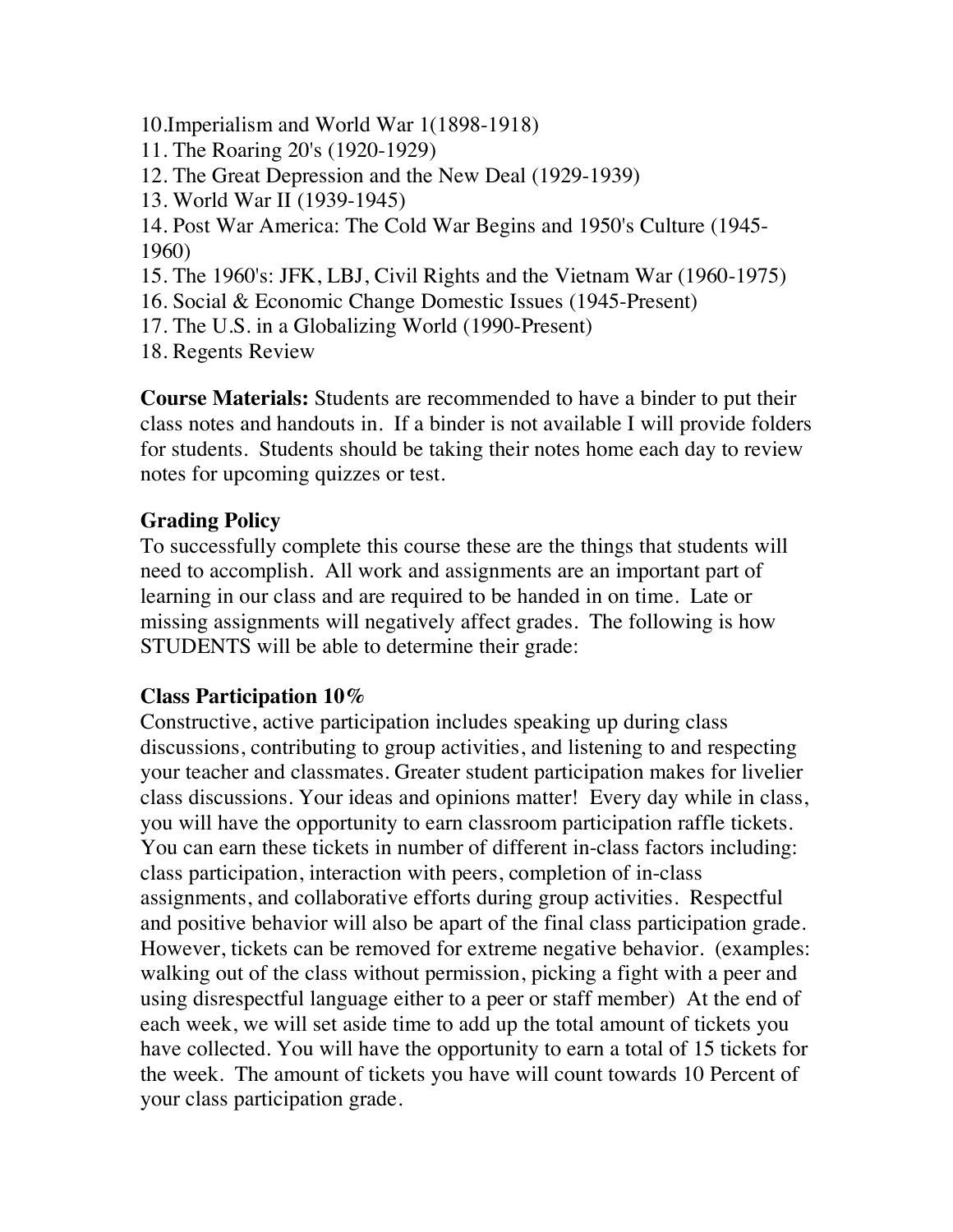10.Imperialism and World War 1(1898-1918)
11. The Roaring 20's (1920-1929)
12. The Great Depression and the New Deal (1929-1939)
13. World War II (1939-1945)
14. Post War America: The Cold War Begins and 1950's Culture (1945-1960)
15. The 1960's: JFK, LBJ, Civil Rights and the Vietnam War (1960-1975)
16. Social & Economic Change Domestic Issues (1945-Present)
17. The U.S. in a Globalizing World (1990-Present)
18. Regents Review

**Course Materials:** Students are recommended to have a binder to put their class notes and handouts in. If a binder is not available I will provide folders for students. Students should be taking their notes home each day to review notes for upcoming quizzes or test.

**Grading Policy**

To successfully complete this course these are the things that students will need to accomplish. All work and assignments are an important part of learning in our class and are required to be handed in on time. Late or missing assignments will negatively affect grades. The following is how STUDENTS will be able to determine their grade:

**Class Participation 10%**

Constructive, active participation includes speaking up during class discussions, contributing to group activities, and listening to and respecting your teacher and classmates. Greater student participation makes for livelier class discussions. Your ideas and opinions matter! Every day while in class, you will have the opportunity to earn classroom participation raffle tickets. You can earn these tickets in number of different in-class factors including: class participation, interaction with peers, completion of in-class assignments, and collaborative efforts during group activities. Respectful and positive behavior will also be apart of the final class participation grade. However, tickets can be removed for extreme negative behavior. (examples: walking out of the class without permission, picking a fight with a peer and using disrespectful language either to a peer or staff member) At the end of each week, we will set aside time to add up the total amount of tickets you have collected. You will have the opportunity to earn a total of 15 tickets for the week. The amount of tickets you have will count towards 10 Percent of your class participation grade.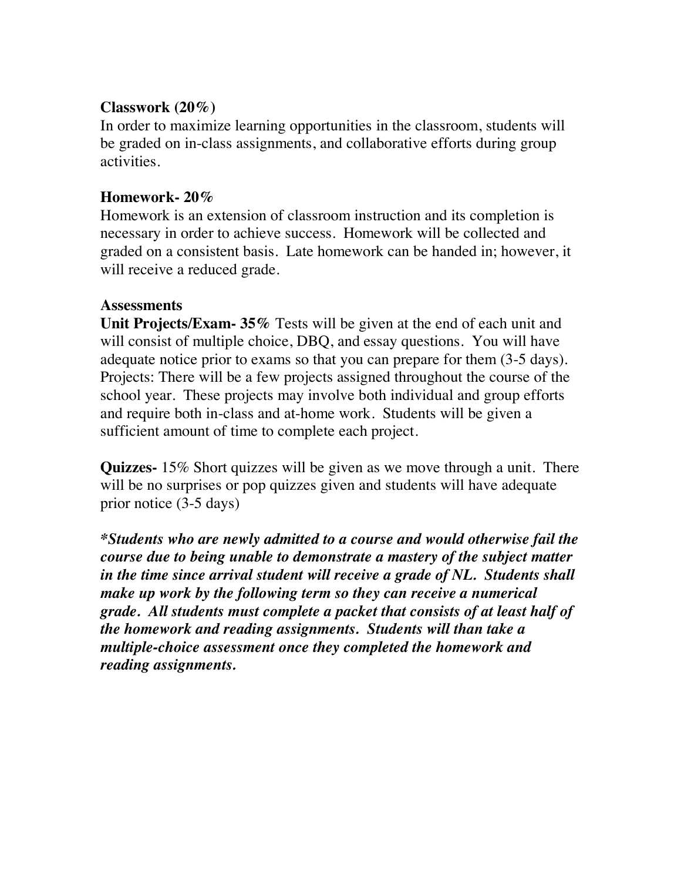**Classwork (20%)**
In order to maximize learning opportunities in the classroom, students will be graded on in-class assignments, and collaborative efforts during group activities.

**Homework- 20%**
Homework is an extension of classroom instruction and its completion is necessary in order to achieve success. Homework will be collected and graded on a consistent basis. Late homework can be handed in; however, it will receive a reduced grade.

**Assessments**
**Unit Projects/Exam- 35%** Tests will be given at the end of each unit and will consist of multiple choice, DBQ, and essay questions. You will have adequate notice prior to exams so that you can prepare for them (3-5 days). Projects: There will be a few projects assigned throughout the course of the school year. These projects may involve both individual and group efforts and require both in-class and at-home work. Students will be given a sufficient amount of time to complete each project.

**Quizzes-** 15% Short quizzes will be given as we move through a unit. There will be no surprises or pop quizzes given and students will have adequate prior notice (3-5 days)

***Students who are newly admitted to a course and would otherwise fail the course due to being unable to demonstrate a mastery of the subject matter in the time since arrival student will receive a grade of NL. Students shall make up work by the following term so they can receive a numerical grade. All students must complete a packet that consists of at least half of the homework and reading assignments. Students will than take a multiple-choice assessment once they completed the homework and reading assignments.***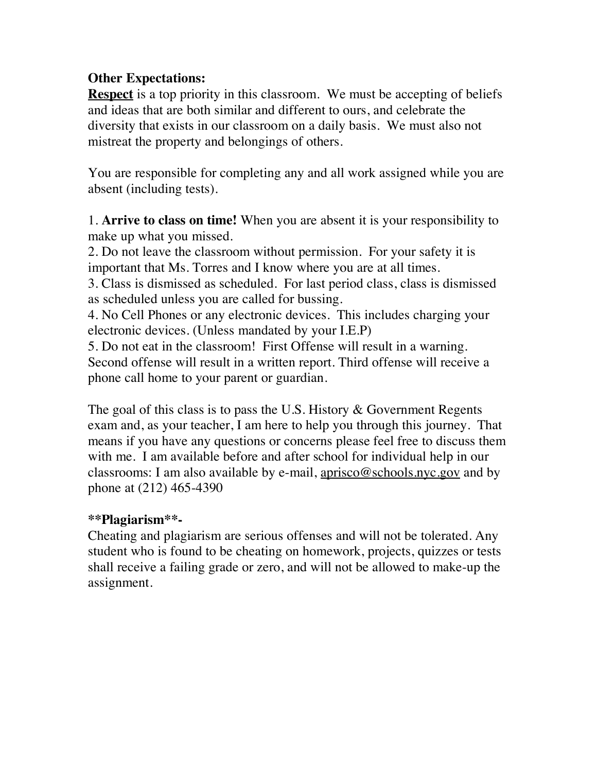**Other Expectations:**

**<u>Respect</u>** is a top priority in this classroom. We must be accepting of beliefs and ideas that are both similar and different to ours, and celebrate the diversity that exists in our classroom on a daily basis. We must also not mistreat the property and belongings of others.

You are responsible for completing any and all work assigned while you are absent (including tests).

1. **Arrive to class on time!** When you are absent it is your responsibility to make up what you missed.
2. Do not leave the classroom without permission. For your safety it is important that Ms. Torres and I know where you are at all times.
3. Class is dismissed as scheduled. For last period class, class is dismissed as scheduled unless you are called for bussing.
4. No Cell Phones or any electronic devices. This includes charging your electronic devices. (Unless mandated by your I.E.P)
5. Do not eat in the classroom! First Offense will result in a warning. Second offense will result in a written report. Third offense will receive a phone call home to your parent or guardian.

The goal of this class is to pass the U.S. History & Government Regents exam and, as your teacher, I am here to help you through this journey. That means if you have any questions or concerns please feel free to discuss them with me. I am available before and after school for individual help in our classrooms: I am also available by e-mail, aprisco@schools.nyc.gov and by phone at (212) 465-4390

****Plagiarism**-**

Cheating and plagiarism are serious offenses and will not be tolerated. Any student who is found to be cheating on homework, projects, quizzes or tests shall receive a failing grade or zero, and will not be allowed to make-up the assignment.